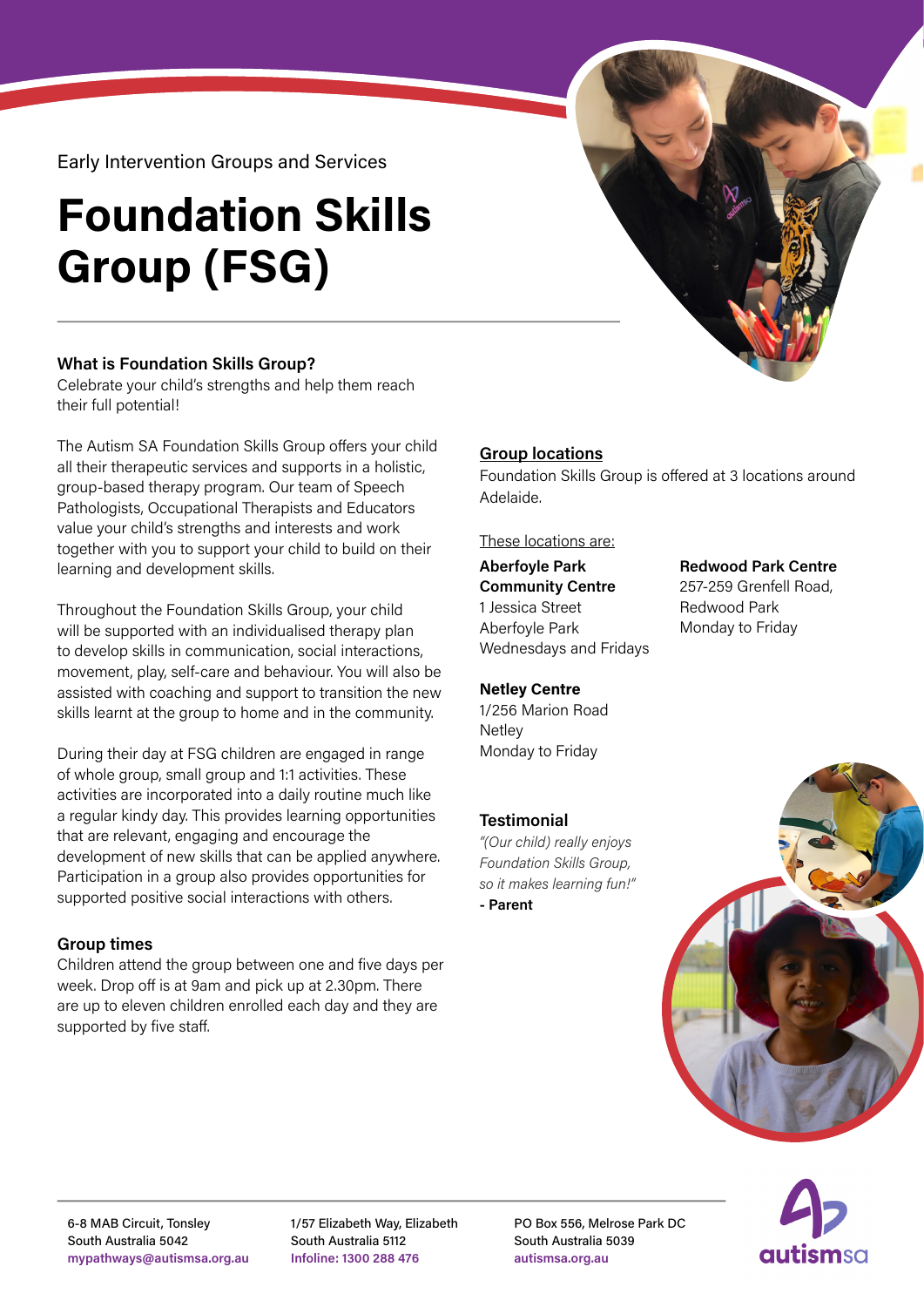Early Intervention Groups and Services

# Foundation Skills Group (FSG)

### What is Foundation Skills Group?

Celebrate your child's strengths and help them reach their full potential!

The Autism SA Foundation Skills Group offers your child all their therapeutic services and supports in a holistic, group-based therapy program. Our team of Speech Pathologists, Occupational Therapists and Educators value your child's strengths and interests and work together with you to support your child to build on their learning and development skills.

Throughout the Foundation Skills Group, your child will be supported with an individualised therapy plan to develop skills in communication, social interactions, movement, play, self-care and behaviour. You will also be assisted with coaching and support to transition the new skills learnt at the group to home and in the community.

During their day at FSG children are engaged in range of whole group, small group and 1:1 activities. These activities are incorporated into a daily routine much like a regular kindy day. This provides learning opportunities that are relevant, engaging and encourage the development of new skills that can be applied anywhere. Participation in a group also provides opportunities for supported positive social interactions with others.

### Group times

Children attend the group between one and five days per week. Drop off is at 9am and pick up at 2.30pm. There are up to eleven children enrolled each day and they are supported by five staff.

### Group locations

Foundation Skills Group is offered at 3 locations around Adelaide.

These locations are:

**Aberfoyle Park Community Centre**
1 Jessica Street
Aberfoyle Park
Wednesdays and Fridays

**Redwood Park Centre**
257-259 Grenfell Road,
Redwood Park
Monday to Friday

**Netley Centre**
1/256 Marion Road
Netley
Monday to Friday

### Testimonial

*"(Our child) really enjoys Foundation Skills Group, so it makes learning fun!"*
**- Parent**

6-8 MAB Circuit, Tonsley
South Australia 5042
**mypathways@autismsa.org.au**

1/57 Elizabeth Way, Elizabeth
South Australia 5112
**Infoline: 1300 288 476**

PO Box 556, Melrose Park DC
South Australia 5039
**autismsa.org.au**

autismsa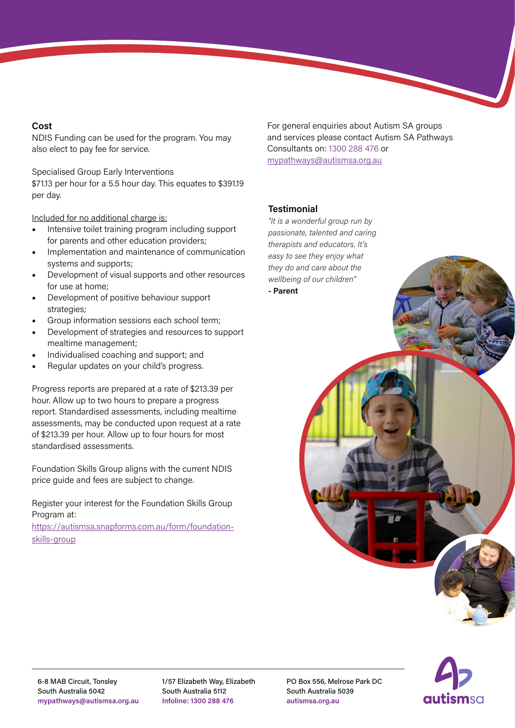## Cost

NDIS Funding can be used for the program. You may also elect to pay fee for service.

Specialised Group Early Interventions
$71.13 per hour for a 5.5 hour day. This equates to $391.19 per day.

Included for no additional charge is:

- Intensive toilet training program including support for parents and other education providers;
- Implementation and maintenance of communication systems and supports;
- Development of visual supports and other resources for use at home;
- Development of positive behaviour support strategies;
- Group information sessions each school term;
- Development of strategies and resources to support mealtime management;
- Individualised coaching and support; and
- Regular updates on your child's progress.

Progress reports are prepared at a rate of $213.39 per hour. Allow up to two hours to prepare a progress report. Standardised assessments, including mealtime assessments, may be conducted upon request at a rate of $213.39 per hour. Allow up to four hours for most standardised assessments.

Foundation Skills Group aligns with the current NDIS price guide and fees are subject to change.

Register your interest for the Foundation Skills Group Program at:
https://autismsa.snapforms.com.au/form/foundation-skills-group

For general enquiries about Autism SA groups and services please contact Autism SA Pathways Consultants on: 1300 288 476 or mypathways@autismsa.org.au

## Testimonial

*"It is a wonderful group run by passionate, talented and caring therapists and educators. It's easy to see they enjoy what they do and care about the wellbeing of our children"*
**- Parent**

6-8 MAB Circuit, Tonsley
South Australia 5042
**mypathways@autismsa.org.au**

1/57 Elizabeth Way, Elizabeth
South Australia 5112
**Infoline: 1300 288 476**

PO Box 556, Melrose Park DC
South Australia 5039
**autismsa.org.au**

autismsa